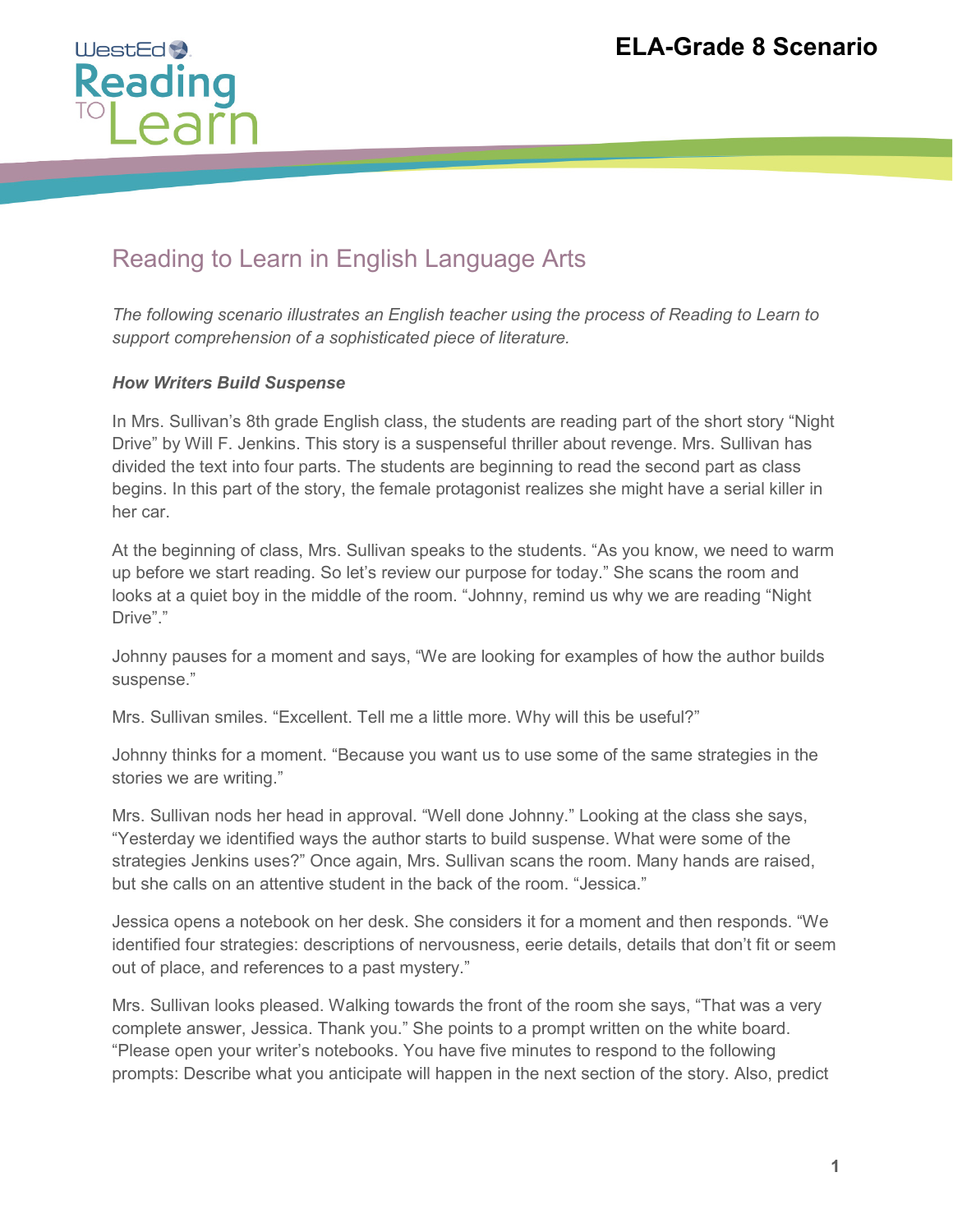# ELA-Grade 8 Scenario

## Reading to Learn in English Language Arts

*The following scenario illustrates an English teacher using the process of Reading to Learn to support comprehension of a sophisticated piece of literature.*

***How Writers Build Suspense***

In Mrs. Sullivan's 8th grade English class, the students are reading part of the short story "Night Drive" by Will F. Jenkins. This story is a suspenseful thriller about revenge. Mrs. Sullivan has divided the text into four parts. The students are beginning to read the second part as class begins. In this part of the story, the female protagonist realizes she might have a serial killer in her car.

At the beginning of class, Mrs. Sullivan speaks to the students. "As you know, we need to warm up before we start reading. So let's review our purpose for today." She scans the room and looks at a quiet boy in the middle of the room. "Johnny, remind us why we are reading "Night Drive"."

Johnny pauses for a moment and says, "We are looking for examples of how the author builds suspense."

Mrs. Sullivan smiles. "Excellent. Tell me a little more. Why will this be useful?"

Johnny thinks for a moment. "Because you want us to use some of the same strategies in the stories we are writing."

Mrs. Sullivan nods her head in approval. "Well done Johnny." Looking at the class she says, "Yesterday we identified ways the author starts to build suspense. What were some of the strategies Jenkins uses?" Once again, Mrs. Sullivan scans the room. Many hands are raised, but she calls on an attentive student in the back of the room. "Jessica."

Jessica opens a notebook on her desk. She considers it for a moment and then responds. "We identified four strategies: descriptions of nervousness, eerie details, details that don't fit or seem out of place, and references to a past mystery."

Mrs. Sullivan looks pleased. Walking towards the front of the room she says, "That was a very complete answer, Jessica. Thank you." She points to a prompt written on the white board. "Please open your writer's notebooks. You have five minutes to respond to the following prompts: Describe what you anticipate will happen in the next section of the story. Also, predict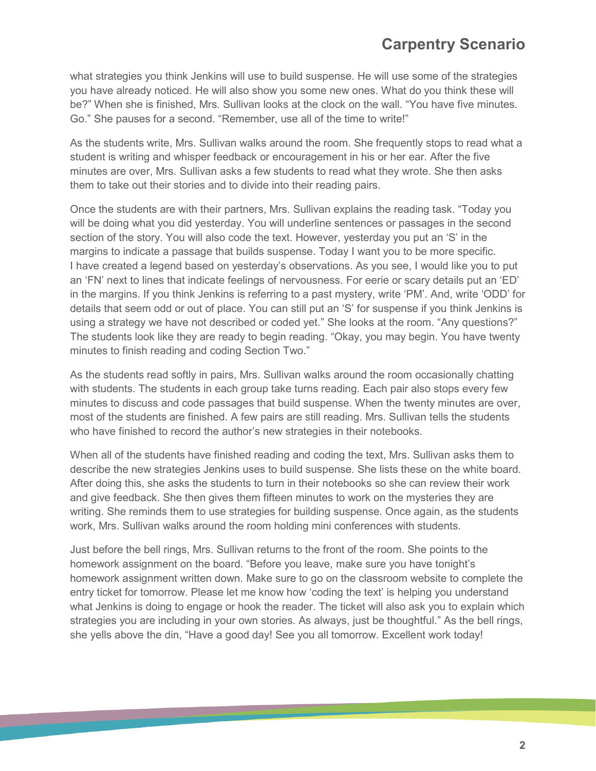what strategies you think Jenkins will use to build suspense. He will use some of the strategies you have already noticed. He will also show you some new ones. What do you think these will be?" When she is finished, Mrs. Sullivan looks at the clock on the wall. "You have five minutes. Go." She pauses for a second. "Remember, use all of the time to write!"

As the students write, Mrs. Sullivan walks around the room. She frequently stops to read what a student is writing and whisper feedback or encouragement in his or her ear. After the five minutes are over, Mrs. Sullivan asks a few students to read what they wrote. She then asks them to take out their stories and to divide into their reading pairs.

Once the students are with their partners, Mrs. Sullivan explains the reading task. "Today you will be doing what you did yesterday. You will underline sentences or passages in the second section of the story. You will also code the text. However, yesterday you put an 'S' in the margins to indicate a passage that builds suspense. Today I want you to be more specific. I have created a legend based on yesterday's observations. As you see, I would like you to put an 'FN' next to lines that indicate feelings of nervousness. For eerie or scary details put an 'ED' in the margins. If you think Jenkins is referring to a past mystery, write 'PM'. And, write 'ODD' for details that seem odd or out of place. You can still put an 'S' for suspense if you think Jenkins is using a strategy we have not described or coded yet." She looks at the room. "Any questions?" The students look like they are ready to begin reading. "Okay, you may begin. You have twenty minutes to finish reading and coding Section Two."

As the students read softly in pairs, Mrs. Sullivan walks around the room occasionally chatting with students. The students in each group take turns reading. Each pair also stops every few minutes to discuss and code passages that build suspense. When the twenty minutes are over, most of the students are finished. A few pairs are still reading. Mrs. Sullivan tells the students who have finished to record the author's new strategies in their notebooks.

When all of the students have finished reading and coding the text, Mrs. Sullivan asks them to describe the new strategies Jenkins uses to build suspense. She lists these on the white board. After doing this, she asks the students to turn in their notebooks so she can review their work and give feedback. She then gives them fifteen minutes to work on the mysteries they are writing. She reminds them to use strategies for building suspense. Once again, as the students work, Mrs. Sullivan walks around the room holding mini conferences with students.

Just before the bell rings, Mrs. Sullivan returns to the front of the room. She points to the homework assignment on the board. "Before you leave, make sure you have tonight's homework assignment written down. Make sure to go on the classroom website to complete the entry ticket for tomorrow. Please let me know how 'coding the text' is helping you understand what Jenkins is doing to engage or hook the reader. The ticket will also ask you to explain which strategies you are including in your own stories. As always, just be thoughtful." As the bell rings, she yells above the din, "Have a good day! See you all tomorrow. Excellent work today!